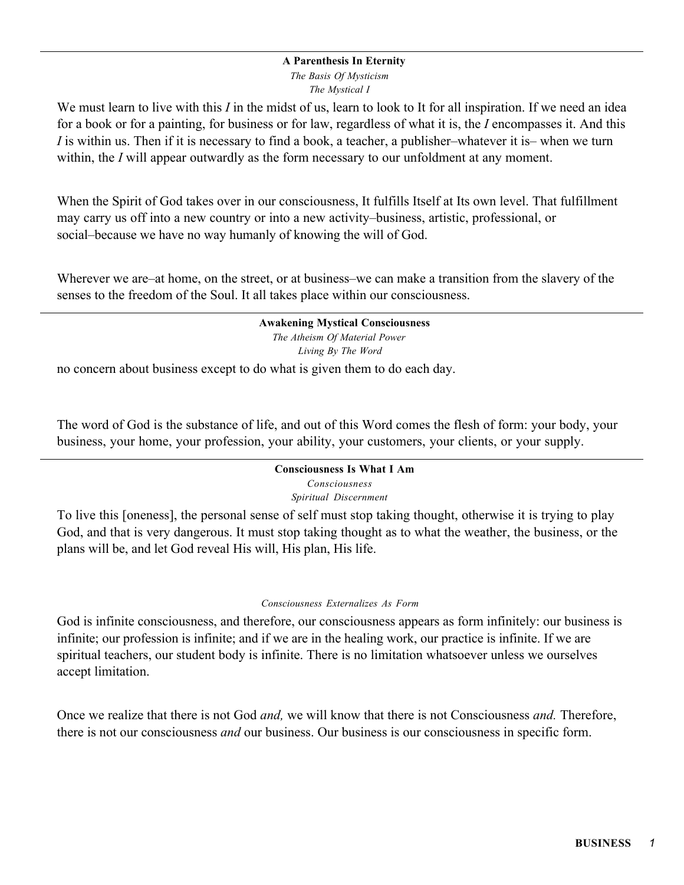**A Parenthesis In Eternity**

*The Basis Of Mysticism*

*The Mystical I*

We must learn to live with this *I* in the midst of us, learn to look to It for all inspiration. If we need an idea for a book or for a painting, for business or for law, regardless of what it is, the *I* encompasses it. And this *I* is within us. Then if it is necessary to find a book, a teacher, a publisher–whatever it is– when we turn within, the *I* will appear outwardly as the form necessary to our unfoldment at any moment.

When the Spirit of God takes over in our consciousness, It fulfills Itself at Its own level. That fulfillment may carry us off into a new country or into a new activity–business, artistic, professional, or social–because we have no way humanly of knowing the will of God.

Wherever we are–at home, on the street, or at business–we can make a transition from the slavery of the senses to the freedom of the Soul. It all takes place within our consciousness.

---

**Awakening Mystical Consciousness**

*The Atheism Of Material Power*

*Living By The Word*

no concern about business except to do what is given them to do each day.

The word of God is the substance of life, and out of this Word comes the flesh of form: your body, your business, your home, your profession, your ability, your customers, your clients, or your supply.

---

**Consciousness Is What I Am**

*Consciousness*

*Spiritual Discernment*

To live this [oneness], the personal sense of self must stop taking thought, otherwise it is trying to play God, and that is very dangerous. It must stop taking thought as to what the weather, the business, or the plans will be, and let God reveal His will, His plan, His life.

*Consciousness Externalizes As Form*

God is infinite consciousness, and therefore, our consciousness appears as form infinitely: our business is infinite; our profession is infinite; and if we are in the healing work, our practice is infinite. If we are spiritual teachers, our student body is infinite. There is no limitation whatsoever unless we ourselves accept limitation.

Once we realize that there is not God *and,* we will know that there is not Consciousness *and.* Therefore, there is not our consciousness *and* our business. Our business is our consciousness in specific form.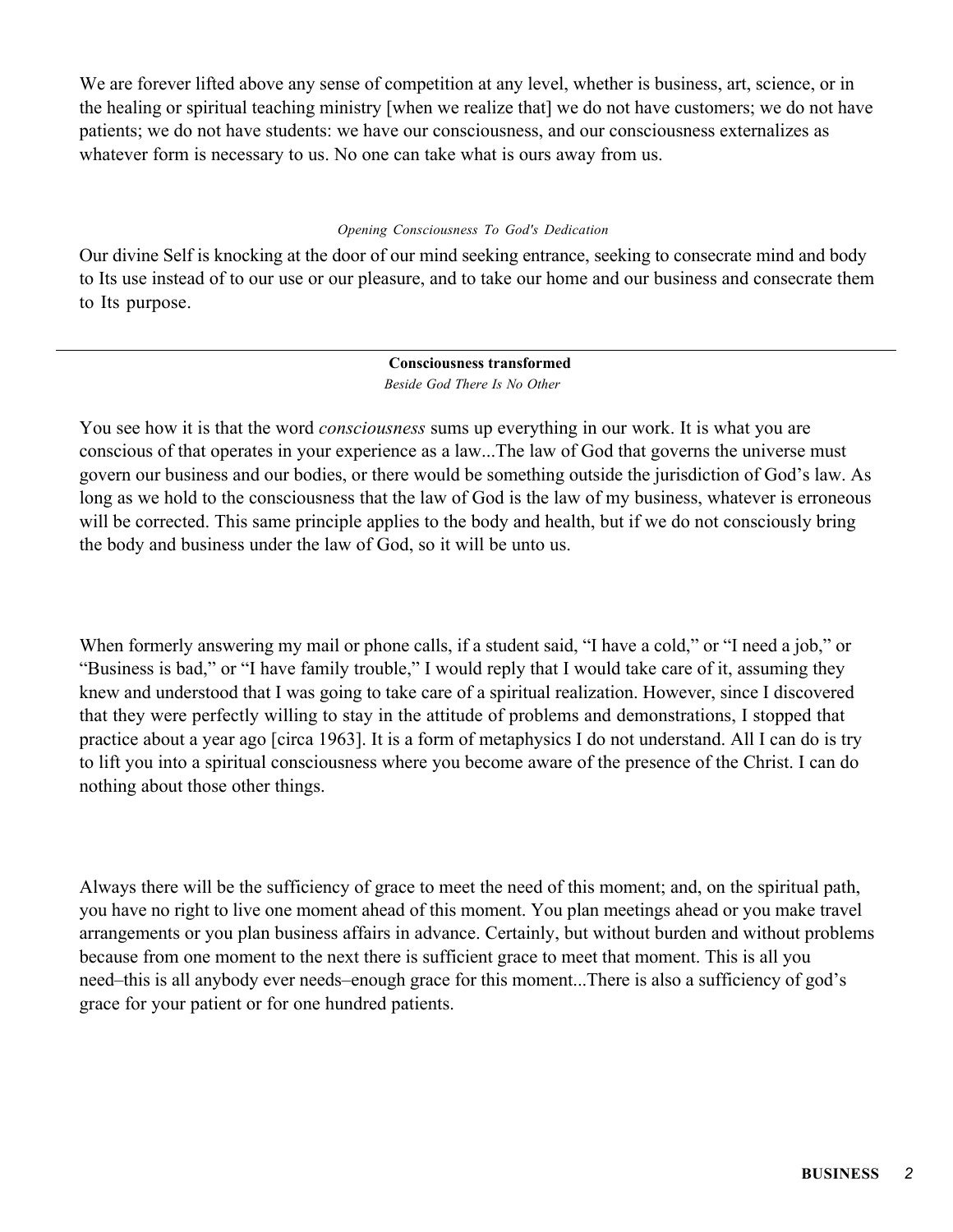We are forever lifted above any sense of competition at any level, whether is business, art, science, or in the healing or spiritual teaching ministry [when we realize that] we do not have customers; we do not have patients; we do not have students: we have our consciousness, and our consciousness externalizes as whatever form is necessary to us. No one can take what is ours away from us.

*Opening Consciousness To God's Dedication*

Our divine Self is knocking at the door of our mind seeking entrance, seeking to consecrate mind and body to Its use instead of to our use or our pleasure, and to take our home and our business and consecrate them to Its purpose.

---

**Consciousness transformed**

*Beside God There Is No Other*

You see how it is that the word *consciousness* sums up everything in our work. It is what you are conscious of that operates in your experience as a law...The law of God that governs the universe must govern our business and our bodies, or there would be something outside the jurisdiction of God's law. As long as we hold to the consciousness that the law of God is the law of my business, whatever is erroneous will be corrected. This same principle applies to the body and health, but if we do not consciously bring the body and business under the law of God, so it will be unto us.

When formerly answering my mail or phone calls, if a student said, "I have a cold," or "I need a job," or "Business is bad," or "I have family trouble," I would reply that I would take care of it, assuming they knew and understood that I was going to take care of a spiritual realization. However, since I discovered that they were perfectly willing to stay in the attitude of problems and demonstrations, I stopped that practice about a year ago [circa 1963]. It is a form of metaphysics I do not understand. All I can do is try to lift you into a spiritual consciousness where you become aware of the presence of the Christ. I can do nothing about those other things.

Always there will be the sufficiency of grace to meet the need of this moment; and, on the spiritual path, you have no right to live one moment ahead of this moment. You plan meetings ahead or you make travel arrangements or you plan business affairs in advance. Certainly, but without burden and without problems because from one moment to the next there is sufficient grace to meet that moment. This is all you need–this is all anybody ever needs–enough grace for this moment...There is also a sufficiency of god's grace for your patient or for one hundred patients.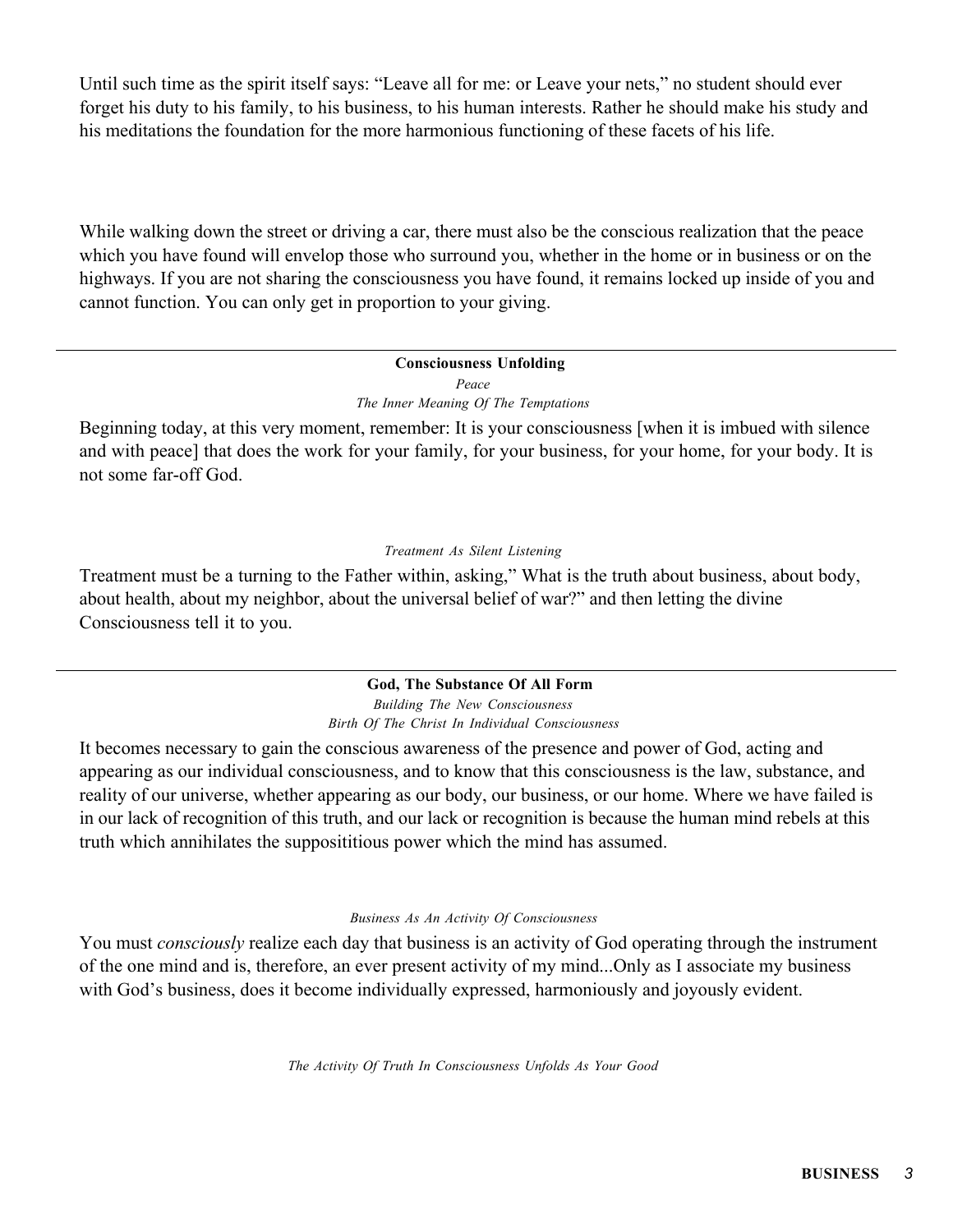Until such time as the spirit itself says: “Leave all for me: or Leave your nets,” no student should ever forget his duty to his family, to his business, to his human interests. Rather he should make his study and his meditations the foundation for the more harmonious functioning of these facets of his life.

While walking down the street or driving a car, there must also be the conscious realization that the peace which you have found will envelop those who surround you, whether in the home or in business or on the highways. If you are not sharing the consciousness you have found, it remains locked up inside of you and cannot function. You can only get in proportion to your giving.

---

**Consciousness Unfolding**

*Peace*

*The Inner Meaning Of The Temptations*

Beginning today, at this very moment, remember: It is your consciousness [when it is imbued with silence and with peace] that does the work for your family, for your business, for your home, for your body. It is not some far-off God.

*Treatment As Silent Listening*

Treatment must be a turning to the Father within, asking,” What is the truth about business, about body, about health, about my neighbor, about the universal belief of war?” and then letting the divine Consciousness tell it to you.

---

**God, The Substance Of All Form**

*Building The New Consciousness*

*Birth Of The Christ In Individual Consciousness*

It becomes necessary to gain the conscious awareness of the presence and power of God, acting and appearing as our individual consciousness, and to know that this consciousness is the law, substance, and reality of our universe, whether appearing as our body, our business, or our home. Where we have failed is in our lack of recognition of this truth, and our lack or recognition is because the human mind rebels at this truth which annihilates the supposititious power which the mind has assumed.

*Business As An Activity Of Consciousness*

You must *consciously* realize each day that business is an activity of God operating through the instrument of the one mind and is, therefore, an ever present activity of my mind...Only as I associate my business with God’s business, does it become individually expressed, harmoniously and joyously evident.

*The Activity Of Truth In Consciousness Unfolds As Your Good*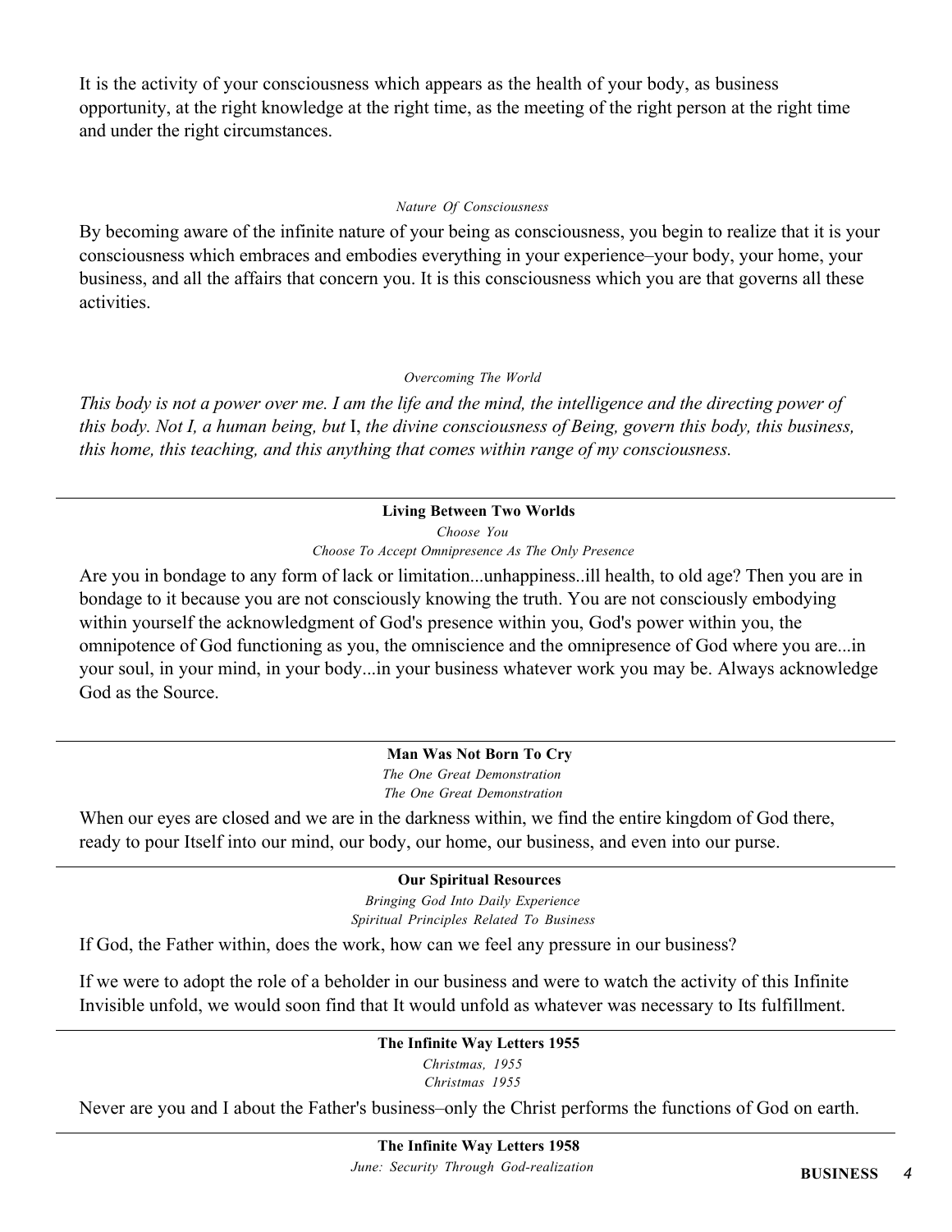It is the activity of your consciousness which appears as the health of your body, as business opportunity, at the right knowledge at the right time, as the meeting of the right person at the right time and under the right circumstances.

*Nature Of Consciousness*

By becoming aware of the infinite nature of your being as consciousness, you begin to realize that it is your consciousness which embraces and embodies everything in your experience–your body, your home, your business, and all the affairs that concern you. It is this consciousness which you are that governs all these activities.

*Overcoming The World*

*This body is not a power over me. I am the life and the mind, the intelligence and the directing power of this body. Not I, a human being, but* I, *the divine consciousness of Being, govern this body, this business, this home, this teaching, and this anything that comes within range of my consciousness.*

---

**Living Between Two Worlds**

*Choose You*

*Choose To Accept Omnipresence As The Only Presence*

Are you in bondage to any form of lack or limitation...unhappiness..ill health, to old age? Then you are in bondage to it because you are not consciously knowing the truth. You are not consciously embodying within yourself the acknowledgment of God's presence within you, God's power within you, the omnipotence of God functioning as you, the omniscience and the omnipresence of God where you are...in your soul, in your mind, in your body...in your business whatever work you may be. Always acknowledge God as the Source.

---

**Man Was Not Born To Cry**

*The One Great Demonstration*

*The One Great Demonstration*

When our eyes are closed and we are in the darkness within, we find the entire kingdom of God there, ready to pour Itself into our mind, our body, our home, our business, and even into our purse.

---

**Our Spiritual Resources**

*Bringing God Into Daily Experience*

*Spiritual Principles Related To Business*

If God, the Father within, does the work, how can we feel any pressure in our business?

If we were to adopt the role of a beholder in our business and were to watch the activity of this Infinite Invisible unfold, we would soon find that It would unfold as whatever was necessary to Its fulfillment.

---

**The Infinite Way Letters 1955**

*Christmas, 1955*

*Christmas 1955*

Never are you and I about the Father's business–only the Christ performs the functions of God on earth.

---

**The Infinite Way Letters 1958**

*June: Security Through God-realization*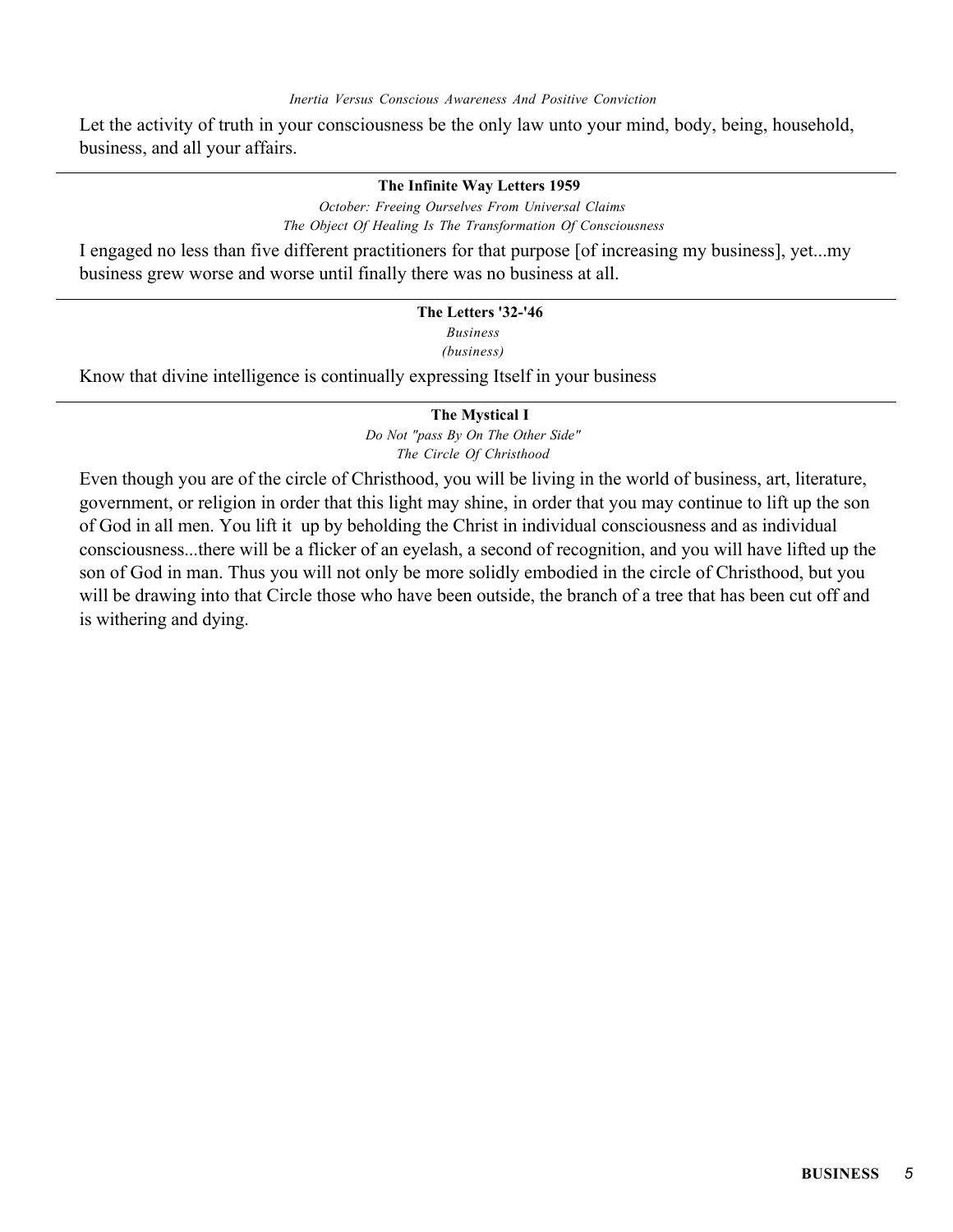*Inertia Versus Conscious Awareness And Positive Conviction*

Let the activity of truth in your consciousness be the only law unto your mind, body, being, household, business, and all your affairs.

---

**The Infinite Way Letters 1959**

*October: Freeing Ourselves From Universal Claims*
*The Object Of Healing Is The Transformation Of Consciousness*

I engaged no less than five different practitioners for that purpose [of increasing my business], yet...my business grew worse and worse until finally there was no business at all.

---

**The Letters '32-'46**

*Business*
*(business)*

Know that divine intelligence is continually expressing Itself in your business

---

**The Mystical I**

*Do Not "pass By On The Other Side"*
*The Circle Of Christhood*

Even though you are of the circle of Christhood, you will be living in the world of business, art, literature, government, or religion in order that this light may shine, in order that you may continue to lift up the son of God in all men. You lift it up by beholding the Christ in individual consciousness and as individual consciousness...there will be a flicker of an eyelash, a second of recognition, and you will have lifted up the son of God in man. Thus you will not only be more solidly embodied in the circle of Christhood, but you will be drawing into that Circle those who have been outside, the branch of a tree that has been cut off and is withering and dying.